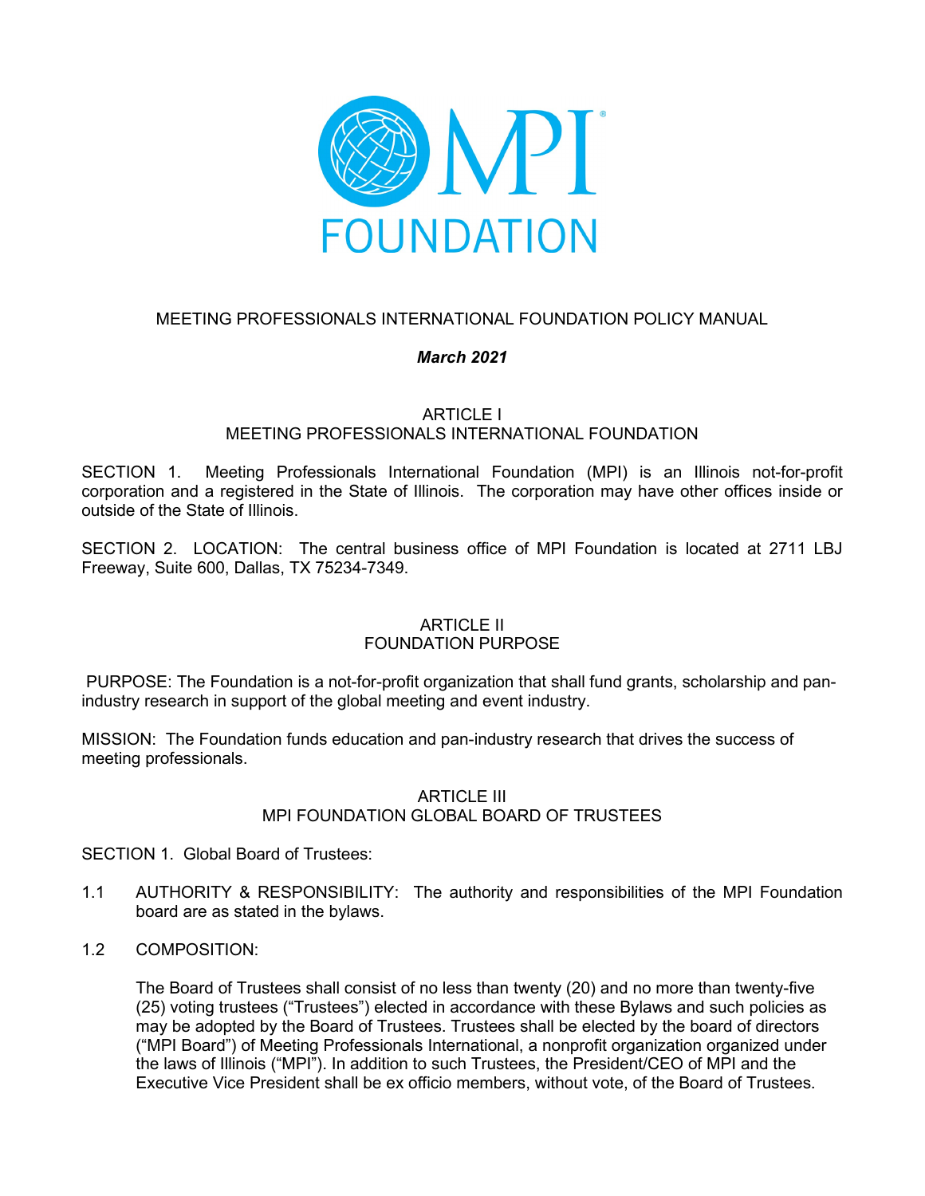MPI FOUNDATION

# MEETING PROFESSIONALS INTERNATIONAL FOUNDATION POLICY MANUAL

***March 2021***

## ARTICLE I
## MEETING PROFESSIONALS INTERNATIONAL FOUNDATION

SECTION 1. Meeting Professionals International Foundation (MPI) is an Illinois not-for-profit corporation and a registered in the State of Illinois. The corporation may have other offices inside or outside of the State of Illinois.

SECTION 2. LOCATION: The central business office of MPI Foundation is located at 2711 LBJ Freeway, Suite 600, Dallas, TX 75234-7349.

## ARTICLE II
## FOUNDATION PURPOSE

PURPOSE: The Foundation is a not-for-profit organization that shall fund grants, scholarship and pan-industry research in support of the global meeting and event industry.

MISSION: The Foundation funds education and pan-industry research that drives the success of meeting professionals.

## ARTICLE III
## MPI FOUNDATION GLOBAL BOARD OF TRUSTEES

SECTION 1. Global Board of Trustees:

1.1 AUTHORITY & RESPONSIBILITY: The authority and responsibilities of the MPI Foundation board are as stated in the bylaws.

1.2 COMPOSITION:

The Board of Trustees shall consist of no less than twenty (20) and no more than twenty-five (25) voting trustees ("Trustees") elected in accordance with these Bylaws and such policies as may be adopted by the Board of Trustees. Trustees shall be elected by the board of directors ("MPI Board") of Meeting Professionals International, a nonprofit organization organized under the laws of Illinois ("MPI"). In addition to such Trustees, the President/CEO of MPI and the Executive Vice President shall be ex officio members, without vote, of the Board of Trustees.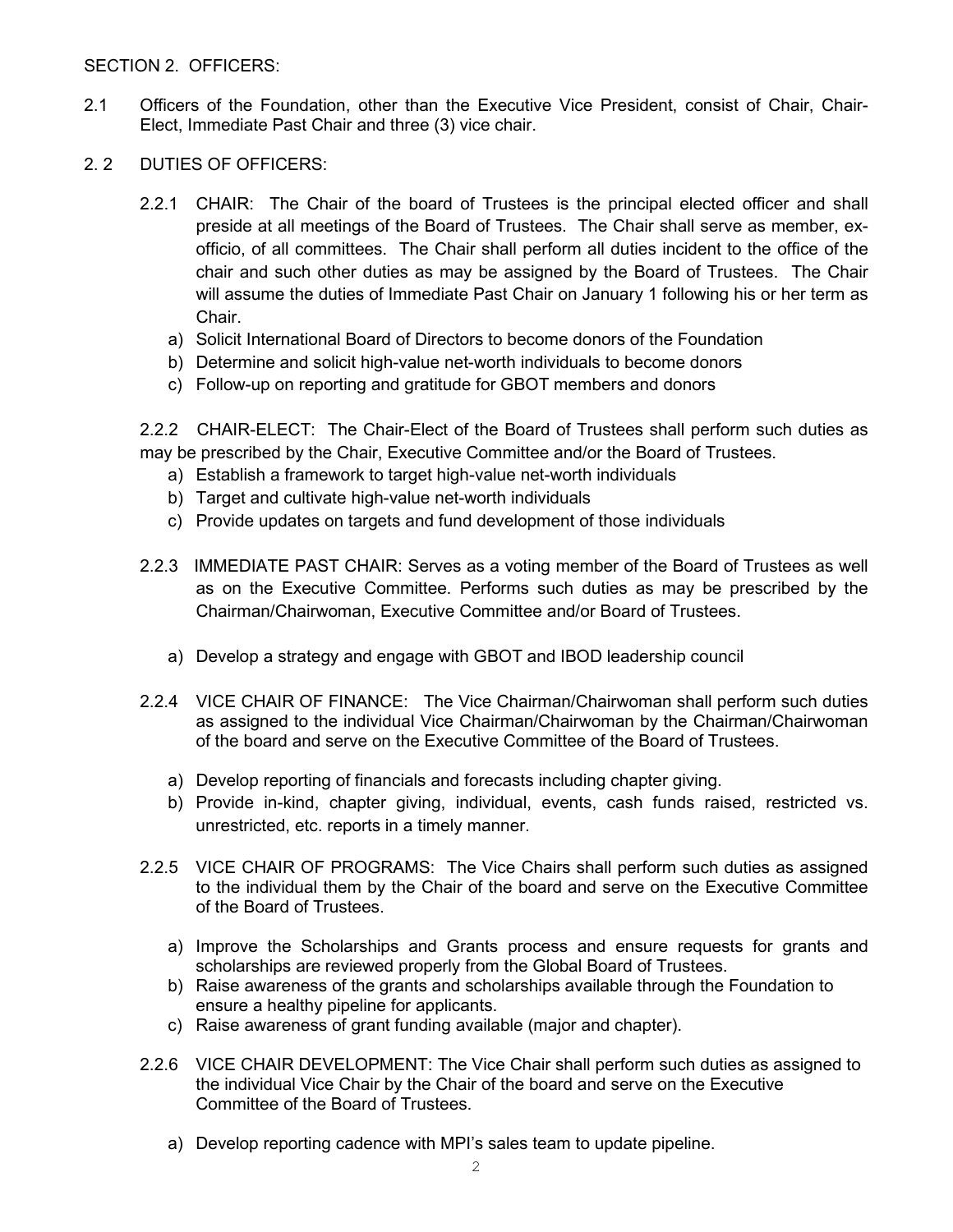SECTION 2. OFFICERS:

2.1 Officers of the Foundation, other than the Executive Vice President, consist of Chair, Chair-Elect, Immediate Past Chair and three (3) vice chair.

2. 2 DUTIES OF OFFICERS:

2.2.1 CHAIR: The Chair of the board of Trustees is the principal elected officer and shall preside at all meetings of the Board of Trustees. The Chair shall serve as member, ex-officio, of all committees. The Chair shall perform all duties incident to the office of the chair and such other duties as may be assigned by the Board of Trustees. The Chair will assume the duties of Immediate Past Chair on January 1 following his or her term as Chair.

a) Solicit International Board of Directors to become donors of the Foundation
b) Determine and solicit high-value net-worth individuals to become donors
c) Follow-up on reporting and gratitude for GBOT members and donors

2.2.2 CHAIR-ELECT: The Chair-Elect of the Board of Trustees shall perform such duties as may be prescribed by the Chair, Executive Committee and/or the Board of Trustees.

a) Establish a framework to target high-value net-worth individuals
b) Target and cultivate high-value net-worth individuals
c) Provide updates on targets and fund development of those individuals

2.2.3 IMMEDIATE PAST CHAIR: Serves as a voting member of the Board of Trustees as well as on the Executive Committee. Performs such duties as may be prescribed by the Chairman/Chairwoman, Executive Committee and/or Board of Trustees.

a) Develop a strategy and engage with GBOT and IBOD leadership council

2.2.4 VICE CHAIR OF FINANCE: The Vice Chairman/Chairwoman shall perform such duties as assigned to the individual Vice Chairman/Chairwoman by the Chairman/Chairwoman of the board and serve on the Executive Committee of the Board of Trustees.

a) Develop reporting of financials and forecasts including chapter giving.
b) Provide in-kind, chapter giving, individual, events, cash funds raised, restricted vs. unrestricted, etc. reports in a timely manner.

2.2.5 VICE CHAIR OF PROGRAMS: The Vice Chairs shall perform such duties as assigned to the individual them by the Chair of the board and serve on the Executive Committee of the Board of Trustees.

a) Improve the Scholarships and Grants process and ensure requests for grants and scholarships are reviewed properly from the Global Board of Trustees.
b) Raise awareness of the grants and scholarships available through the Foundation to ensure a healthy pipeline for applicants.
c) Raise awareness of grant funding available (major and chapter).

2.2.6 VICE CHAIR DEVELOPMENT: The Vice Chair shall perform such duties as assigned to the individual Vice Chair by the Chair of the board and serve on the Executive Committee of the Board of Trustees.

a) Develop reporting cadence with MPI's sales team to update pipeline.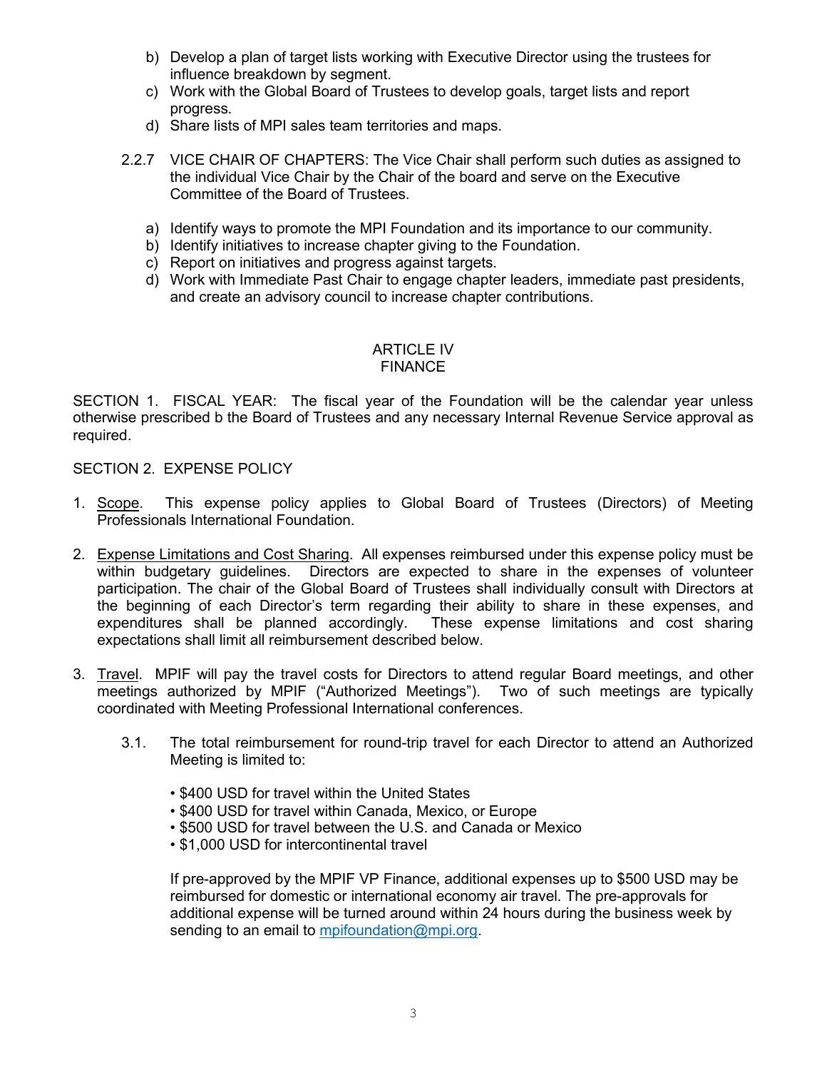b) Develop a plan of target lists working with Executive Director using the trustees for influence breakdown by segment.
c) Work with the Global Board of Trustees to develop goals, target lists and report progress.
d) Share lists of MPI sales team territories and maps.

2.2.7 VICE CHAIR OF CHAPTERS: The Vice Chair shall perform such duties as assigned to the individual Vice Chair by the Chair of the board and serve on the Executive Committee of the Board of Trustees.

a) Identify ways to promote the MPI Foundation and its importance to our community.
b) Identify initiatives to increase chapter giving to the Foundation.
c) Report on initiatives and progress against targets.
d) Work with Immediate Past Chair to engage chapter leaders, immediate past presidents, and create an advisory council to increase chapter contributions.

## ARTICLE IV
## FINANCE

SECTION 1. FISCAL YEAR: The fiscal year of the Foundation will be the calendar year unless otherwise prescribed b the Board of Trustees and any necessary Internal Revenue Service approval as required.

SECTION 2. EXPENSE POLICY

1. Scope. This expense policy applies to Global Board of Trustees (Directors) of Meeting Professionals International Foundation.

2. Expense Limitations and Cost Sharing. All expenses reimbursed under this expense policy must be within budgetary guidelines. Directors are expected to share in the expenses of volunteer participation. The chair of the Global Board of Trustees shall individually consult with Directors at the beginning of each Director's term regarding their ability to share in these expenses, and expenditures shall be planned accordingly. These expense limitations and cost sharing expectations shall limit all reimbursement described below.

3. Travel. MPIF will pay the travel costs for Directors to attend regular Board meetings, and other meetings authorized by MPIF ("Authorized Meetings"). Two of such meetings are typically coordinated with Meeting Professional International conferences.

    3.1. The total reimbursement for round-trip travel for each Director to attend an Authorized Meeting is limited to:

    - $400 USD for travel within the United States
    - $400 USD for travel within Canada, Mexico, or Europe
    - $500 USD for travel between the U.S. and Canada or Mexico
    - $1,000 USD for intercontinental travel

    If pre-approved by the MPIF VP Finance, additional expenses up to $500 USD may be reimbursed for domestic or international economy air travel. The pre-approvals for additional expense will be turned around within 24 hours during the business week by sending to an email to mpifoundation@mpi.org.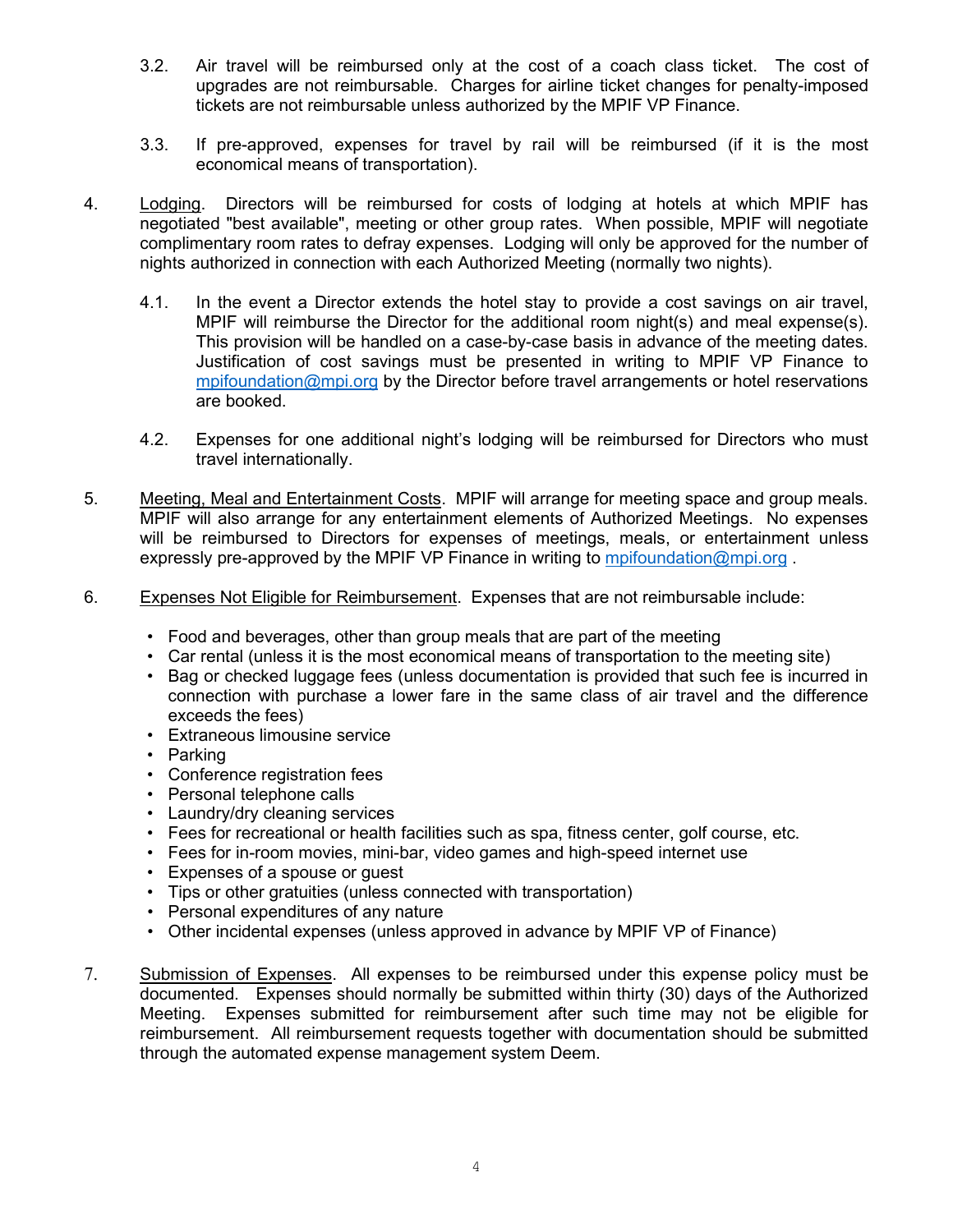3.2. Air travel will be reimbursed only at the cost of a coach class ticket. The cost of upgrades are not reimbursable. Charges for airline ticket changes for penalty-imposed tickets are not reimbursable unless authorized by the MPIF VP Finance.

3.3. If pre-approved, expenses for travel by rail will be reimbursed (if it is the most economical means of transportation).

4. Lodging. Directors will be reimbursed for costs of lodging at hotels at which MPIF has negotiated "best available", meeting or other group rates. When possible, MPIF will negotiate complimentary room rates to defray expenses. Lodging will only be approved for the number of nights authorized in connection with each Authorized Meeting (normally two nights).

4.1. In the event a Director extends the hotel stay to provide a cost savings on air travel, MPIF will reimburse the Director for the additional room night(s) and meal expense(s). This provision will be handled on a case-by-case basis in advance of the meeting dates. Justification of cost savings must be presented in writing to MPIF VP Finance to mpifoundation@mpi.org by the Director before travel arrangements or hotel reservations are booked.

4.2. Expenses for one additional night's lodging will be reimbursed for Directors who must travel internationally.

5. Meeting, Meal and Entertainment Costs. MPIF will arrange for meeting space and group meals. MPIF will also arrange for any entertainment elements of Authorized Meetings. No expenses will be reimbursed to Directors for expenses of meetings, meals, or entertainment unless expressly pre-approved by the MPIF VP Finance in writing to mpifoundation@mpi.org .

6. Expenses Not Eligible for Reimbursement. Expenses that are not reimbursable include:

- Food and beverages, other than group meals that are part of the meeting
- Car rental (unless it is the most economical means of transportation to the meeting site)
- Bag or checked luggage fees (unless documentation is provided that such fee is incurred in connection with purchase a lower fare in the same class of air travel and the difference exceeds the fees)
- Extraneous limousine service
- Parking
- Conference registration fees
- Personal telephone calls
- Laundry/dry cleaning services
- Fees for recreational or health facilities such as spa, fitness center, golf course, etc.
- Fees for in-room movies, mini-bar, video games and high-speed internet use
- Expenses of a spouse or guest
- Tips or other gratuities (unless connected with transportation)
- Personal expenditures of any nature
- Other incidental expenses (unless approved in advance by MPIF VP of Finance)

7. Submission of Expenses. All expenses to be reimbursed under this expense policy must be documented. Expenses should normally be submitted within thirty (30) days of the Authorized Meeting. Expenses submitted for reimbursement after such time may not be eligible for reimbursement. All reimbursement requests together with documentation should be submitted through the automated expense management system Deem.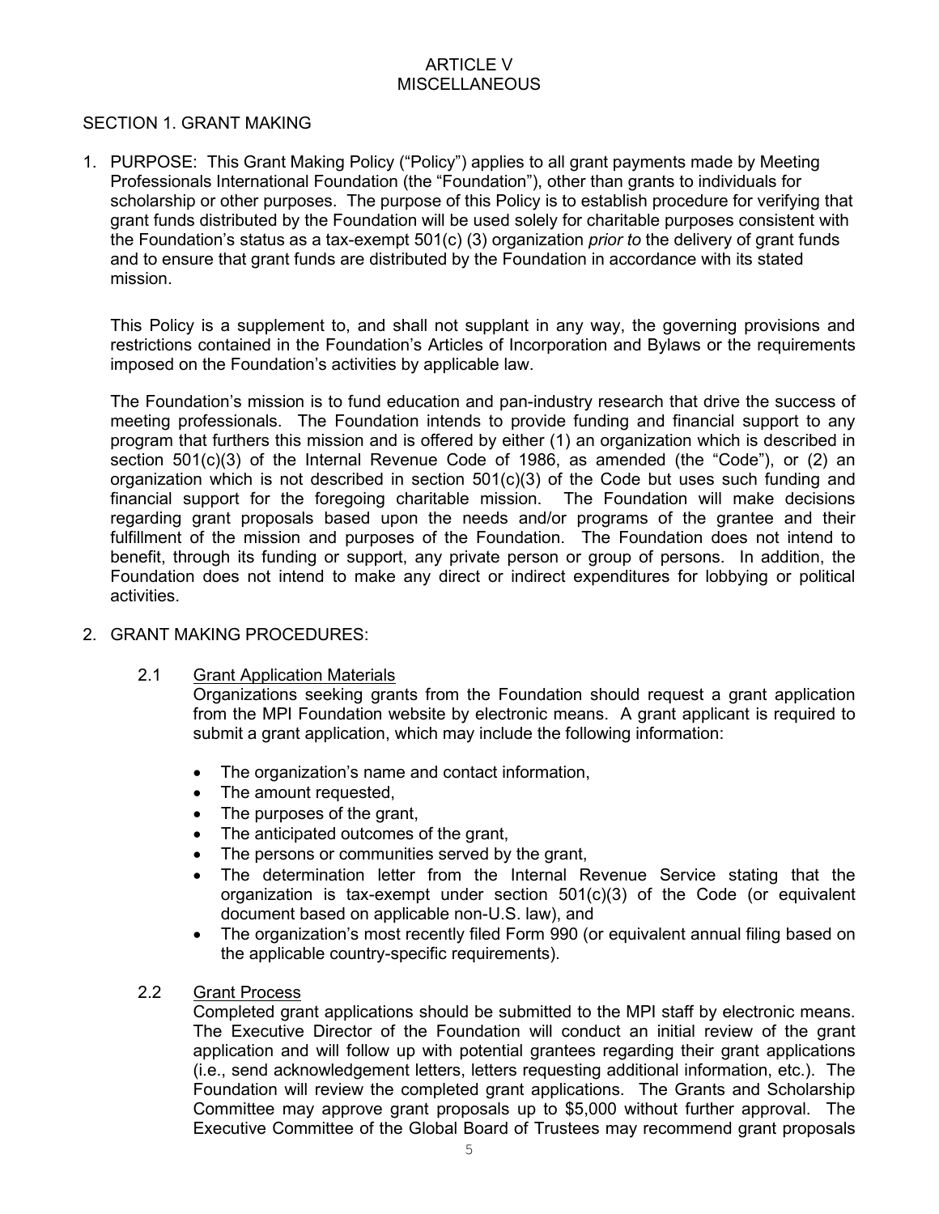# ARTICLE V
# MISCELLANEOUS

## SECTION 1. GRANT MAKING

1. PURPOSE: This Grant Making Policy ("Policy") applies to all grant payments made by Meeting Professionals International Foundation (the "Foundation"), other than grants to individuals for scholarship or other purposes. The purpose of this Policy is to establish procedure for verifying that grant funds distributed by the Foundation will be used solely for charitable purposes consistent with the Foundation's status as a tax-exempt 501(c) (3) organization *prior to* the delivery of grant funds and to ensure that grant funds are distributed by the Foundation in accordance with its stated mission.

   This Policy is a supplement to, and shall not supplant in any way, the governing provisions and restrictions contained in the Foundation's Articles of Incorporation and Bylaws or the requirements imposed on the Foundation's activities by applicable law.

   The Foundation's mission is to fund education and pan-industry research that drive the success of meeting professionals. The Foundation intends to provide funding and financial support to any program that furthers this mission and is offered by either (1) an organization which is described in section 501(c)(3) of the Internal Revenue Code of 1986, as amended (the "Code"), or (2) an organization which is not described in section 501(c)(3) of the Code but uses such funding and financial support for the foregoing charitable mission. The Foundation will make decisions regarding grant proposals based upon the needs and/or programs of the grantee and their fulfillment of the mission and purposes of the Foundation. The Foundation does not intend to benefit, through its funding or support, any private person or group of persons. In addition, the Foundation does not intend to make any direct or indirect expenditures for lobbying or political activities.

2. GRANT MAKING PROCEDURES:

   2.1 Grant Application Materials

   Organizations seeking grants from the Foundation should request a grant application from the MPI Foundation website by electronic means. A grant applicant is required to submit a grant application, which may include the following information:

   - The organization's name and contact information,
   - The amount requested,
   - The purposes of the grant,
   - The anticipated outcomes of the grant,
   - The persons or communities served by the grant,
   - The determination letter from the Internal Revenue Service stating that the organization is tax-exempt under section 501(c)(3) of the Code (or equivalent document based on applicable non-U.S. law), and
   - The organization's most recently filed Form 990 (or equivalent annual filing based on the applicable country-specific requirements).

   2.2 Grant Process

   Completed grant applications should be submitted to the MPI staff by electronic means. The Executive Director of the Foundation will conduct an initial review of the grant application and will follow up with potential grantees regarding their grant applications (i.e., send acknowledgement letters, letters requesting additional information, etc.). The Foundation will review the completed grant applications. The Grants and Scholarship Committee may approve grant proposals up to $5,000 without further approval. The Executive Committee of the Global Board of Trustees may recommend grant proposals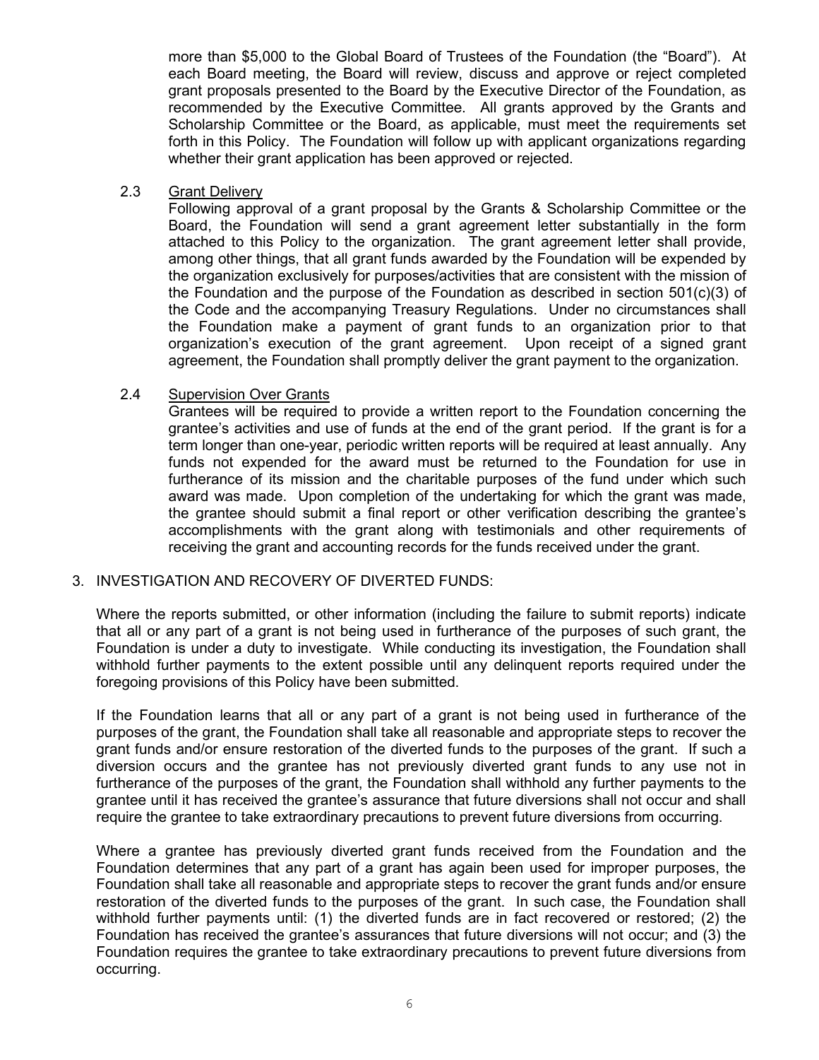more than $5,000 to the Global Board of Trustees of the Foundation (the "Board"). At each Board meeting, the Board will review, discuss and approve or reject completed grant proposals presented to the Board by the Executive Director of the Foundation, as recommended by the Executive Committee. All grants approved by the Grants and Scholarship Committee or the Board, as applicable, must meet the requirements set forth in this Policy. The Foundation will follow up with applicant organizations regarding whether their grant application has been approved or rejected.

2.3 Grant Delivery

Following approval of a grant proposal by the Grants & Scholarship Committee or the Board, the Foundation will send a grant agreement letter substantially in the form attached to this Policy to the organization. The grant agreement letter shall provide, among other things, that all grant funds awarded by the Foundation will be expended by the organization exclusively for purposes/activities that are consistent with the mission of the Foundation and the purpose of the Foundation as described in section 501(c)(3) of the Code and the accompanying Treasury Regulations. Under no circumstances shall the Foundation make a payment of grant funds to an organization prior to that organization's execution of the grant agreement. Upon receipt of a signed grant agreement, the Foundation shall promptly deliver the grant payment to the organization.

2.4 Supervision Over Grants

Grantees will be required to provide a written report to the Foundation concerning the grantee's activities and use of funds at the end of the grant period. If the grant is for a term longer than one-year, periodic written reports will be required at least annually. Any funds not expended for the award must be returned to the Foundation for use in furtherance of its mission and the charitable purposes of the fund under which such award was made. Upon completion of the undertaking for which the grant was made, the grantee should submit a final report or other verification describing the grantee's accomplishments with the grant along with testimonials and other requirements of receiving the grant and accounting records for the funds received under the grant.

3. INVESTIGATION AND RECOVERY OF DIVERTED FUNDS:

Where the reports submitted, or other information (including the failure to submit reports) indicate that all or any part of a grant is not being used in furtherance of the purposes of such grant, the Foundation is under a duty to investigate. While conducting its investigation, the Foundation shall withhold further payments to the extent possible until any delinquent reports required under the foregoing provisions of this Policy have been submitted.

If the Foundation learns that all or any part of a grant is not being used in furtherance of the purposes of the grant, the Foundation shall take all reasonable and appropriate steps to recover the grant funds and/or ensure restoration of the diverted funds to the purposes of the grant. If such a diversion occurs and the grantee has not previously diverted grant funds to any use not in furtherance of the purposes of the grant, the Foundation shall withhold any further payments to the grantee until it has received the grantee's assurance that future diversions shall not occur and shall require the grantee to take extraordinary precautions to prevent future diversions from occurring.

Where a grantee has previously diverted grant funds received from the Foundation and the Foundation determines that any part of a grant has again been used for improper purposes, the Foundation shall take all reasonable and appropriate steps to recover the grant funds and/or ensure restoration of the diverted funds to the purposes of the grant. In such case, the Foundation shall withhold further payments until: (1) the diverted funds are in fact recovered or restored; (2) the Foundation has received the grantee's assurances that future diversions will not occur; and (3) the Foundation requires the grantee to take extraordinary precautions to prevent future diversions from occurring.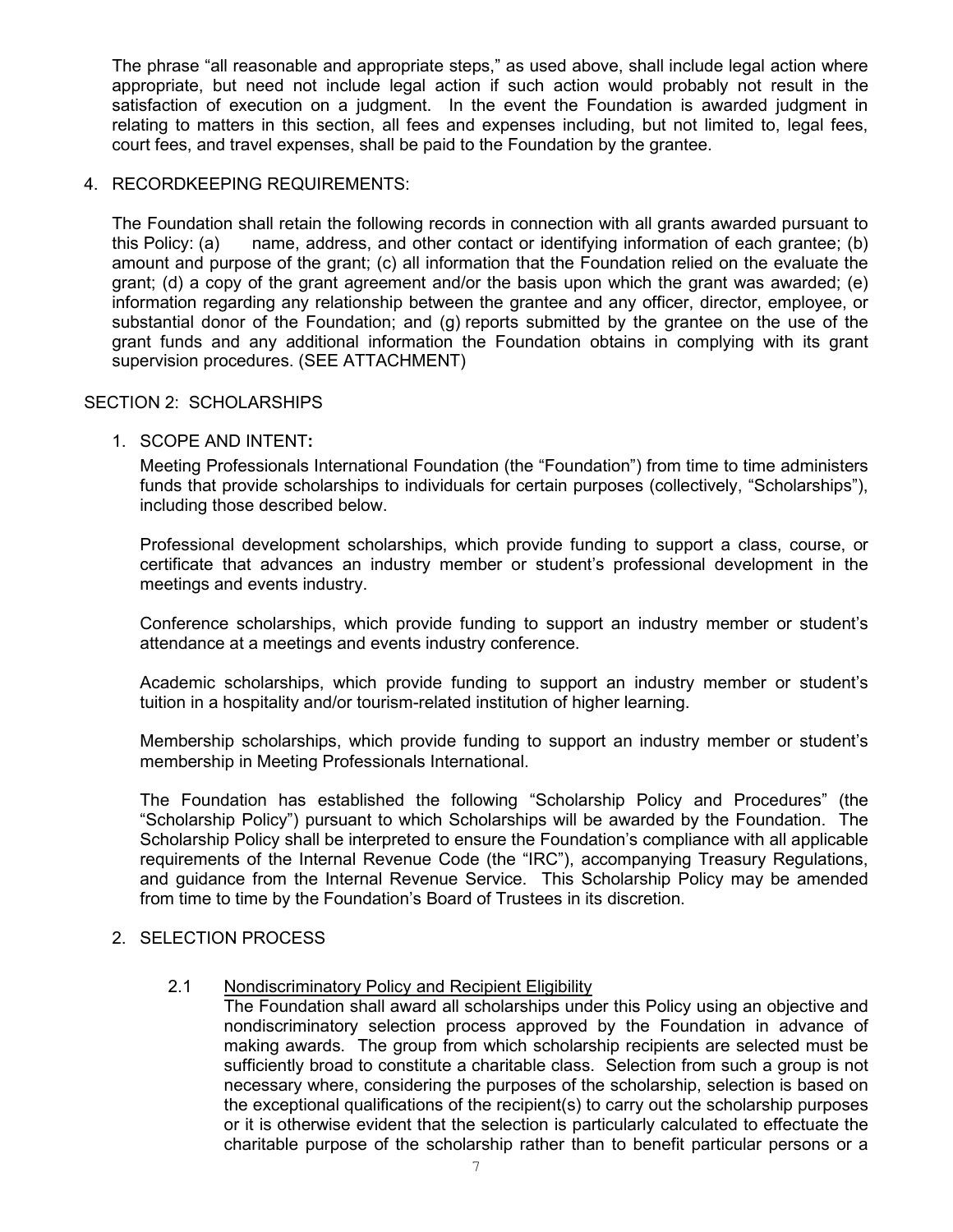The phrase “all reasonable and appropriate steps,” as used above, shall include legal action where appropriate, but need not include legal action if such action would probably not result in the satisfaction of execution on a judgment. In the event the Foundation is awarded judgment in relating to matters in this section, all fees and expenses including, but not limited to, legal fees, court fees, and travel expenses, shall be paid to the Foundation by the grantee.

4. RECORDKEEPING REQUIREMENTS:

   The Foundation shall retain the following records in connection with all grants awarded pursuant to this Policy: (a) name, address, and other contact or identifying information of each grantee; (b) amount and purpose of the grant; (c) all information that the Foundation relied on the evaluate the grant; (d) a copy of the grant agreement and/or the basis upon which the grant was awarded; (e) information regarding any relationship between the grantee and any officer, director, employee, or substantial donor of the Foundation; and (g) reports submitted by the grantee on the use of the grant funds and any additional information the Foundation obtains in complying with its grant supervision procedures. (SEE ATTACHMENT)

## SECTION 2: SCHOLARSHIPS

1. SCOPE AND INTENT**:**

   Meeting Professionals International Foundation (the “Foundation”) from time to time administers funds that provide scholarships to individuals for certain purposes (collectively, “Scholarships”), including those described below.

   Professional development scholarships, which provide funding to support a class, course, or certificate that advances an industry member or student’s professional development in the meetings and events industry.

   Conference scholarships, which provide funding to support an industry member or student’s attendance at a meetings and events industry conference.

   Academic scholarships, which provide funding to support an industry member or student’s tuition in a hospitality and/or tourism-related institution of higher learning.

   Membership scholarships, which provide funding to support an industry member or student’s membership in Meeting Professionals International.

   The Foundation has established the following “Scholarship Policy and Procedures” (the “Scholarship Policy”) pursuant to which Scholarships will be awarded by the Foundation. The Scholarship Policy shall be interpreted to ensure the Foundation’s compliance with all applicable requirements of the Internal Revenue Code (the “IRC”), accompanying Treasury Regulations, and guidance from the Internal Revenue Service. This Scholarship Policy may be amended from time to time by the Foundation’s Board of Trustees in its discretion.

2. SELECTION PROCESS

   2.1 Nondiscriminatory Policy and Recipient Eligibility

   The Foundation shall award all scholarships under this Policy using an objective and nondiscriminatory selection process approved by the Foundation in advance of making awards. The group from which scholarship recipients are selected must be sufficiently broad to constitute a charitable class. Selection from such a group is not necessary where, considering the purposes of the scholarship, selection is based on the exceptional qualifications of the recipient(s) to carry out the scholarship purposes or it is otherwise evident that the selection is particularly calculated to effectuate the charitable purpose of the scholarship rather than to benefit particular persons or a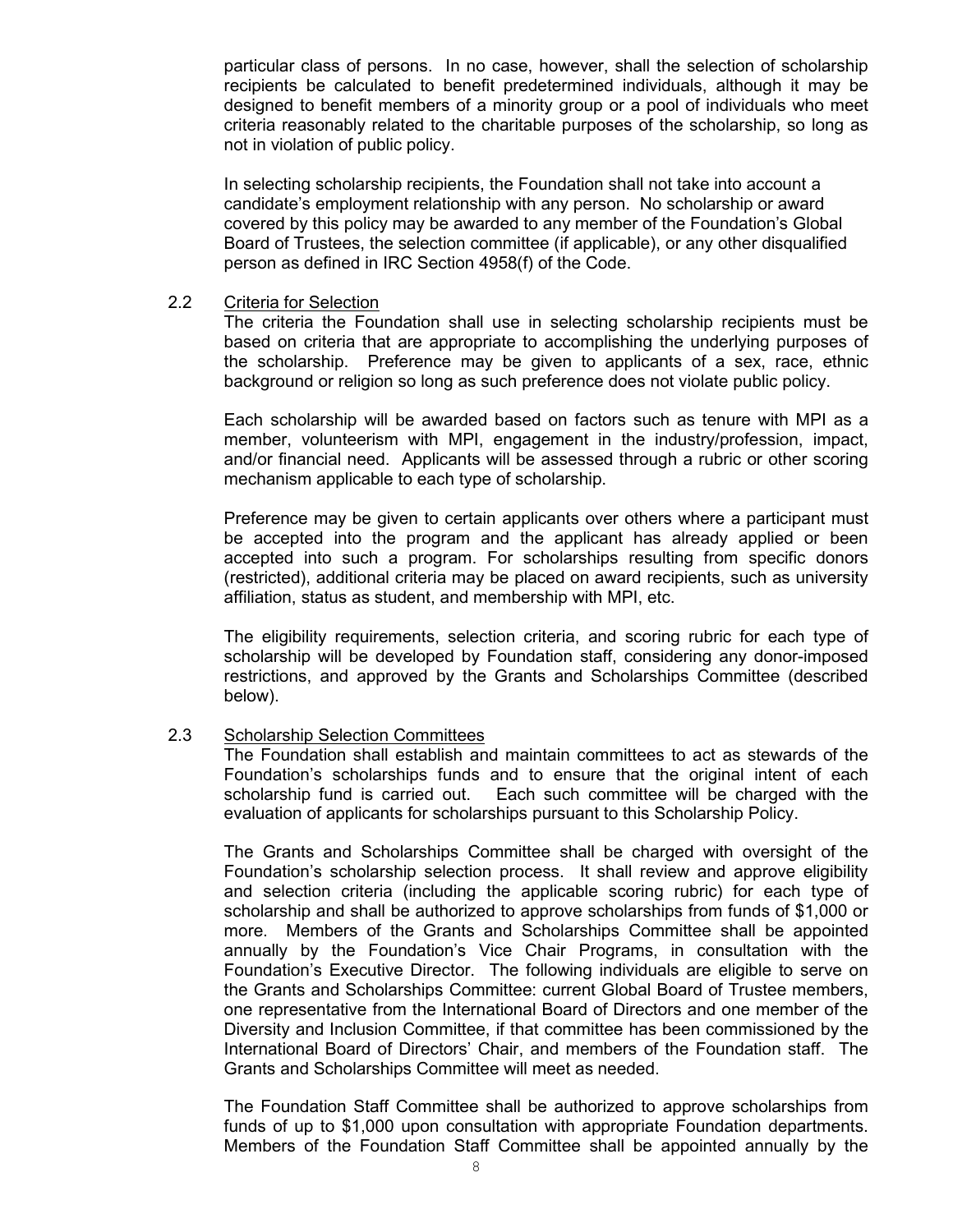particular class of persons. In no case, however, shall the selection of scholarship recipients be calculated to benefit predetermined individuals, although it may be designed to benefit members of a minority group or a pool of individuals who meet criteria reasonably related to the charitable purposes of the scholarship, so long as not in violation of public policy.

In selecting scholarship recipients, the Foundation shall not take into account a candidate's employment relationship with any person. No scholarship or award covered by this policy may be awarded to any member of the Foundation's Global Board of Trustees, the selection committee (if applicable), or any other disqualified person as defined in IRC Section 4958(f) of the Code.

2.2 Criteria for Selection

The criteria the Foundation shall use in selecting scholarship recipients must be based on criteria that are appropriate to accomplishing the underlying purposes of the scholarship. Preference may be given to applicants of a sex, race, ethnic background or religion so long as such preference does not violate public policy.

Each scholarship will be awarded based on factors such as tenure with MPI as a member, volunteerism with MPI, engagement in the industry/profession, impact, and/or financial need. Applicants will be assessed through a rubric or other scoring mechanism applicable to each type of scholarship.

Preference may be given to certain applicants over others where a participant must be accepted into the program and the applicant has already applied or been accepted into such a program. For scholarships resulting from specific donors (restricted), additional criteria may be placed on award recipients, such as university affiliation, status as student, and membership with MPI, etc.

The eligibility requirements, selection criteria, and scoring rubric for each type of scholarship will be developed by Foundation staff, considering any donor-imposed restrictions, and approved by the Grants and Scholarships Committee (described below).

2.3 Scholarship Selection Committees

The Foundation shall establish and maintain committees to act as stewards of the Foundation's scholarships funds and to ensure that the original intent of each scholarship fund is carried out. Each such committee will be charged with the evaluation of applicants for scholarships pursuant to this Scholarship Policy.

The Grants and Scholarships Committee shall be charged with oversight of the Foundation's scholarship selection process. It shall review and approve eligibility and selection criteria (including the applicable scoring rubric) for each type of scholarship and shall be authorized to approve scholarships from funds of $1,000 or more. Members of the Grants and Scholarships Committee shall be appointed annually by the Foundation's Vice Chair Programs, in consultation with the Foundation's Executive Director. The following individuals are eligible to serve on the Grants and Scholarships Committee: current Global Board of Trustee members, one representative from the International Board of Directors and one member of the Diversity and Inclusion Committee, if that committee has been commissioned by the International Board of Directors' Chair, and members of the Foundation staff. The Grants and Scholarships Committee will meet as needed.

The Foundation Staff Committee shall be authorized to approve scholarships from funds of up to $1,000 upon consultation with appropriate Foundation departments. Members of the Foundation Staff Committee shall be appointed annually by the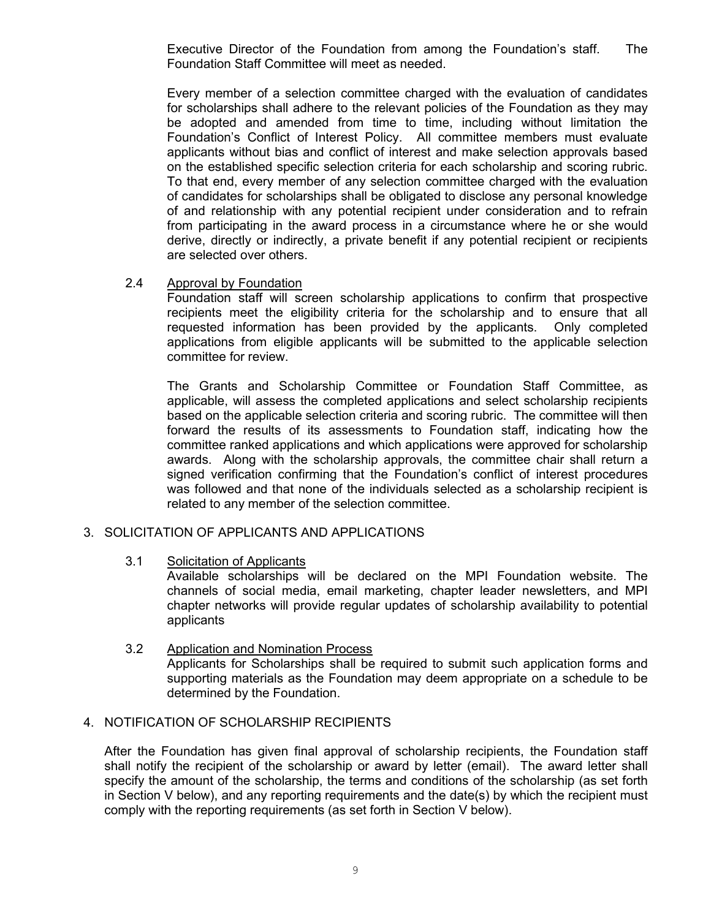Executive Director of the Foundation from among the Foundation's staff. The Foundation Staff Committee will meet as needed.

Every member of a selection committee charged with the evaluation of candidates for scholarships shall adhere to the relevant policies of the Foundation as they may be adopted and amended from time to time, including without limitation the Foundation's Conflict of Interest Policy. All committee members must evaluate applicants without bias and conflict of interest and make selection approvals based on the established specific selection criteria for each scholarship and scoring rubric. To that end, every member of any selection committee charged with the evaluation of candidates for scholarships shall be obligated to disclose any personal knowledge of and relationship with any potential recipient under consideration and to refrain from participating in the award process in a circumstance where he or she would derive, directly or indirectly, a private benefit if any potential recipient or recipients are selected over others.

2.4 Approval by Foundation

Foundation staff will screen scholarship applications to confirm that prospective recipients meet the eligibility criteria for the scholarship and to ensure that all requested information has been provided by the applicants. Only completed applications from eligible applicants will be submitted to the applicable selection committee for review.

The Grants and Scholarship Committee or Foundation Staff Committee, as applicable, will assess the completed applications and select scholarship recipients based on the applicable selection criteria and scoring rubric. The committee will then forward the results of its assessments to Foundation staff, indicating how the committee ranked applications and which applications were approved for scholarship awards. Along with the scholarship approvals, the committee chair shall return a signed verification confirming that the Foundation's conflict of interest procedures was followed and that none of the individuals selected as a scholarship recipient is related to any member of the selection committee.

## 3. SOLICITATION OF APPLICANTS AND APPLICATIONS

3.1 Solicitation of Applicants

Available scholarships will be declared on the MPI Foundation website. The channels of social media, email marketing, chapter leader newsletters, and MPI chapter networks will provide regular updates of scholarship availability to potential applicants

3.2 Application and Nomination Process

Applicants for Scholarships shall be required to submit such application forms and supporting materials as the Foundation may deem appropriate on a schedule to be determined by the Foundation.

## 4. NOTIFICATION OF SCHOLARSHIP RECIPIENTS

After the Foundation has given final approval of scholarship recipients, the Foundation staff shall notify the recipient of the scholarship or award by letter (email). The award letter shall specify the amount of the scholarship, the terms and conditions of the scholarship (as set forth in Section V below), and any reporting requirements and the date(s) by which the recipient must comply with the reporting requirements (as set forth in Section V below).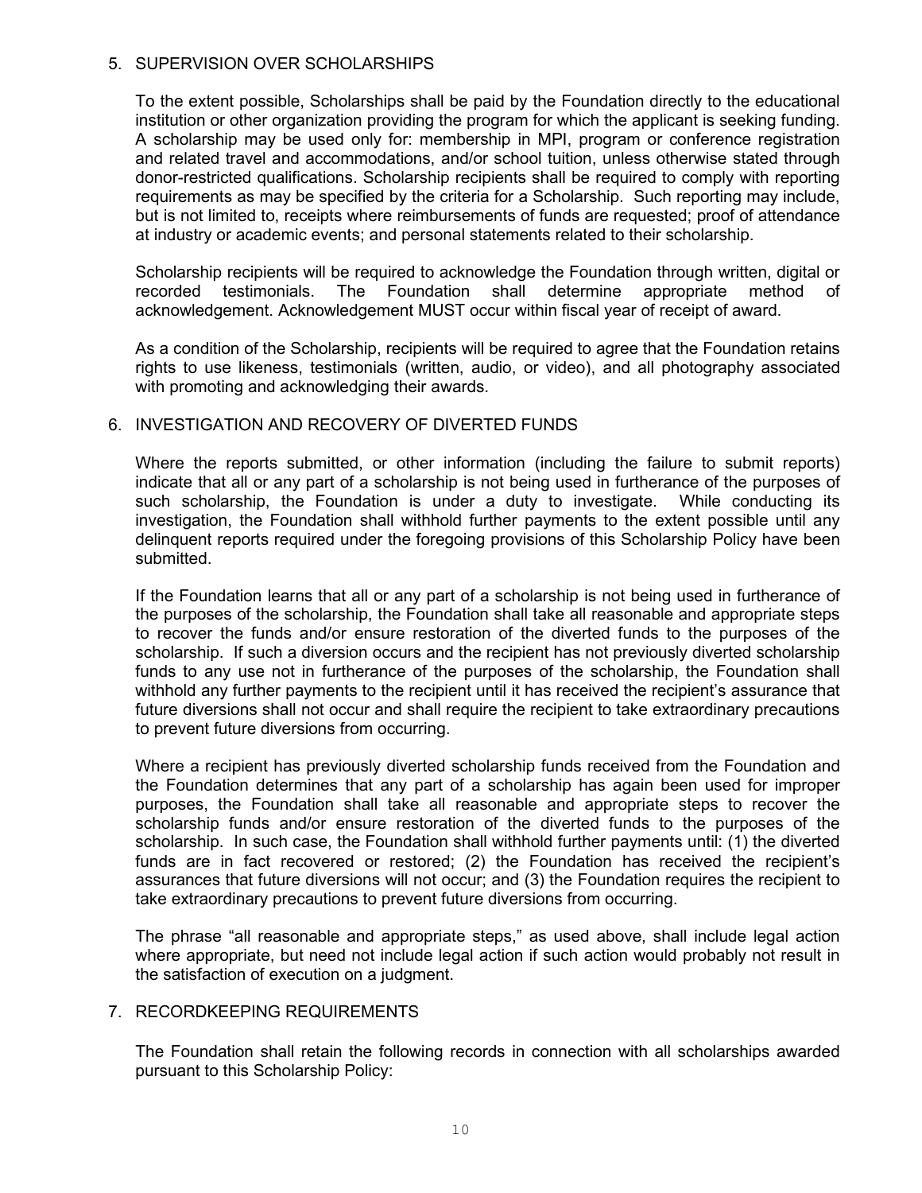## 5. SUPERVISION OVER SCHOLARSHIPS

To the extent possible, Scholarships shall be paid by the Foundation directly to the educational institution or other organization providing the program for which the applicant is seeking funding. A scholarship may be used only for: membership in MPI, program or conference registration and related travel and accommodations, and/or school tuition, unless otherwise stated through donor-restricted qualifications. Scholarship recipients shall be required to comply with reporting requirements as may be specified by the criteria for a Scholarship. Such reporting may include, but is not limited to, receipts where reimbursements of funds are requested; proof of attendance at industry or academic events; and personal statements related to their scholarship.

Scholarship recipients will be required to acknowledge the Foundation through written, digital or recorded testimonials. The Foundation shall determine appropriate method of acknowledgement. Acknowledgement MUST occur within fiscal year of receipt of award.

As a condition of the Scholarship, recipients will be required to agree that the Foundation retains rights to use likeness, testimonials (written, audio, or video), and all photography associated with promoting and acknowledging their awards.

## 6. INVESTIGATION AND RECOVERY OF DIVERTED FUNDS

Where the reports submitted, or other information (including the failure to submit reports) indicate that all or any part of a scholarship is not being used in furtherance of the purposes of such scholarship, the Foundation is under a duty to investigate. While conducting its investigation, the Foundation shall withhold further payments to the extent possible until any delinquent reports required under the foregoing provisions of this Scholarship Policy have been submitted.

If the Foundation learns that all or any part of a scholarship is not being used in furtherance of the purposes of the scholarship, the Foundation shall take all reasonable and appropriate steps to recover the funds and/or ensure restoration of the diverted funds to the purposes of the scholarship. If such a diversion occurs and the recipient has not previously diverted scholarship funds to any use not in furtherance of the purposes of the scholarship, the Foundation shall withhold any further payments to the recipient until it has received the recipient's assurance that future diversions shall not occur and shall require the recipient to take extraordinary precautions to prevent future diversions from occurring.

Where a recipient has previously diverted scholarship funds received from the Foundation and the Foundation determines that any part of a scholarship has again been used for improper purposes, the Foundation shall take all reasonable and appropriate steps to recover the scholarship funds and/or ensure restoration of the diverted funds to the purposes of the scholarship. In such case, the Foundation shall withhold further payments until: (1) the diverted funds are in fact recovered or restored; (2) the Foundation has received the recipient's assurances that future diversions will not occur; and (3) the Foundation requires the recipient to take extraordinary precautions to prevent future diversions from occurring.

The phrase "all reasonable and appropriate steps," as used above, shall include legal action where appropriate, but need not include legal action if such action would probably not result in the satisfaction of execution on a judgment.

## 7. RECORDKEEPING REQUIREMENTS

The Foundation shall retain the following records in connection with all scholarships awarded pursuant to this Scholarship Policy: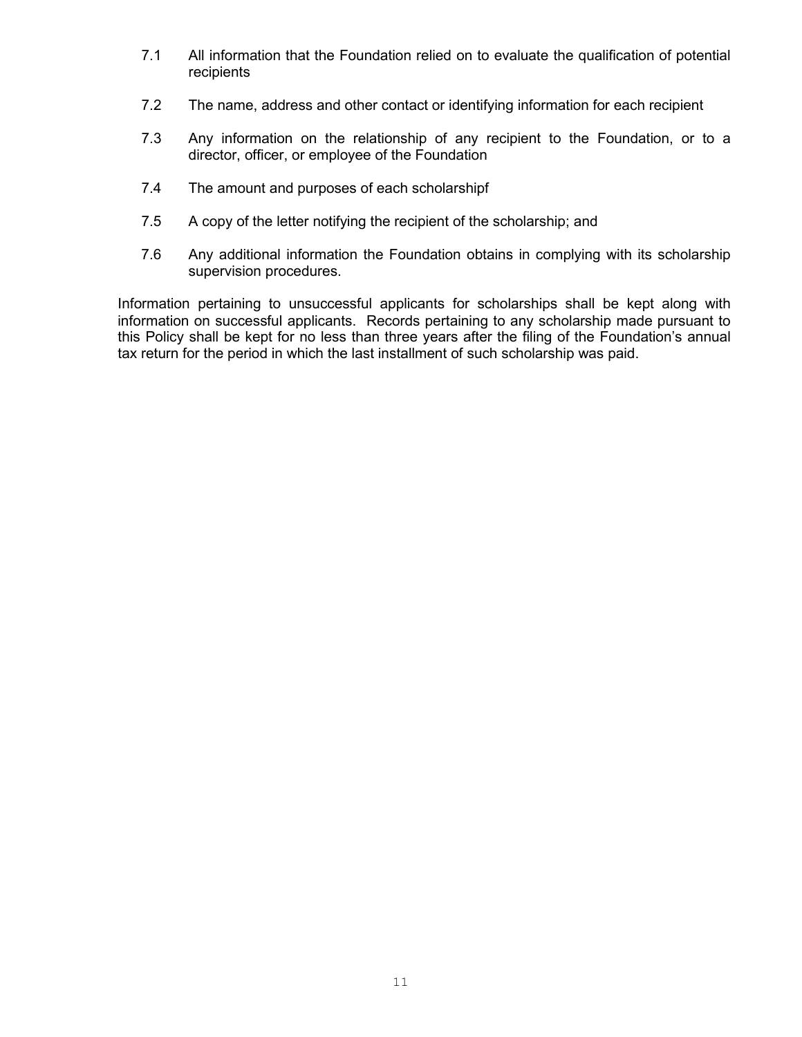7.1 All information that the Foundation relied on to evaluate the qualification of potential recipients

7.2 The name, address and other contact or identifying information for each recipient

7.3 Any information on the relationship of any recipient to the Foundation, or to a director, officer, or employee of the Foundation

7.4 The amount and purposes of each scholarshipf

7.5 A copy of the letter notifying the recipient of the scholarship; and

7.6 Any additional information the Foundation obtains in complying with its scholarship supervision procedures.

Information pertaining to unsuccessful applicants for scholarships shall be kept along with information on successful applicants. Records pertaining to any scholarship made pursuant to this Policy shall be kept for no less than three years after the filing of the Foundation's annual tax return for the period in which the last installment of such scholarship was paid.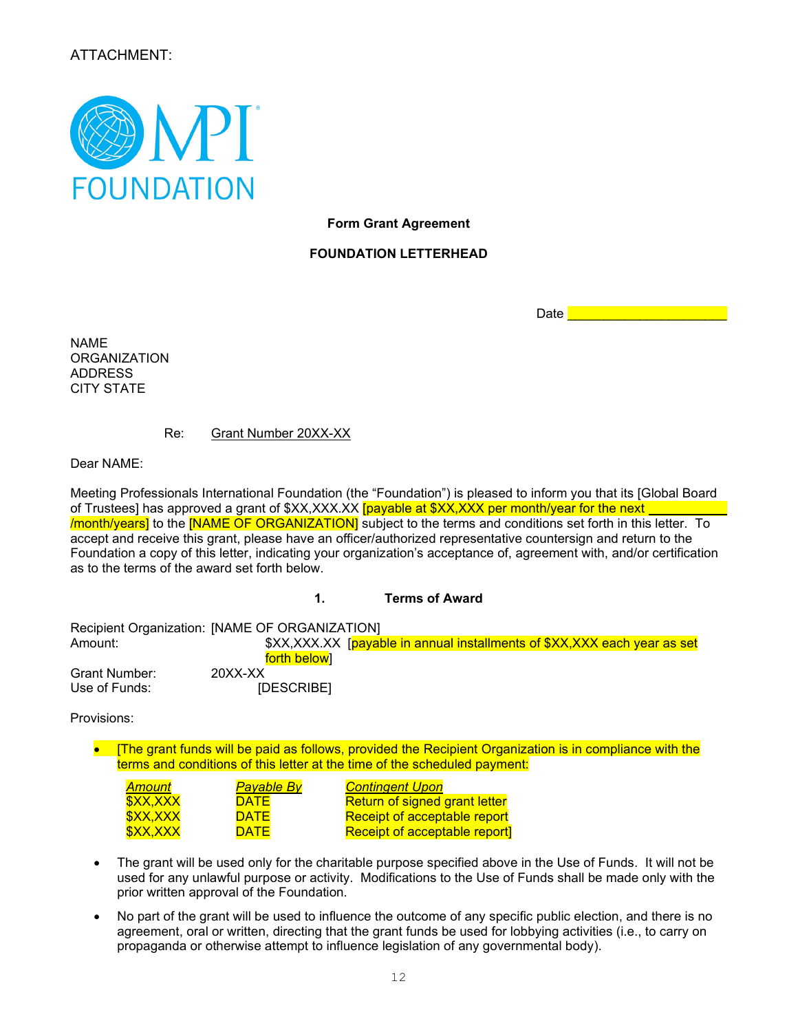ATTACHMENT:

MPI FOUNDATION

**Form Grant Agreement**

**FOUNDATION LETTERHEAD**

Date ______________________

NAME
ORGANIZATION
ADDRESS
CITY STATE

Re: Grant Number 20XX-XX

Dear NAME:

Meeting Professionals International Foundation (the "Foundation") is pleased to inform you that its [Global Board of Trustees] has approved a grant of $XX,XXX.XX [payable at $XX,XXX per month/year for the next ___________ /month/years] to the [NAME OF ORGANIZATION] subject to the terms and conditions set forth in this letter. To accept and receive this grant, please have an officer/authorized representative countersign and return to the Foundation a copy of this letter, indicating your organization's acceptance of, agreement with, and/or certification as to the terms of the award set forth below.

## 1. Terms of Award

Recipient Organization: [NAME OF ORGANIZATION]
Amount: $XX,XXX.XX [payable in annual installments of $XX,XXX each year as set forth below]
Grant Number: 20XX-XX
Use of Funds: [DESCRIBE]

Provisions:

- [The grant funds will be paid as follows, provided the Recipient Organization is in compliance with the terms and conditions of this letter at the time of the scheduled payment:

| *Amount* | *Payable By* | *Contingent Upon* |
|---|---|---|
| $XX,XXX | DATE | Return of signed grant letter |
| $XX,XXX | DATE | Receipt of acceptable report |
| $XX,XXX | DATE | Receipt of acceptable report] |

- The grant will be used only for the charitable purpose specified above in the Use of Funds. It will not be used for any unlawful purpose or activity. Modifications to the Use of Funds shall be made only with the prior written approval of the Foundation.
- No part of the grant will be used to influence the outcome of any specific public election, and there is no agreement, oral or written, directing that the grant funds be used for lobbying activities (i.e., to carry on propaganda or otherwise attempt to influence legislation of any governmental body).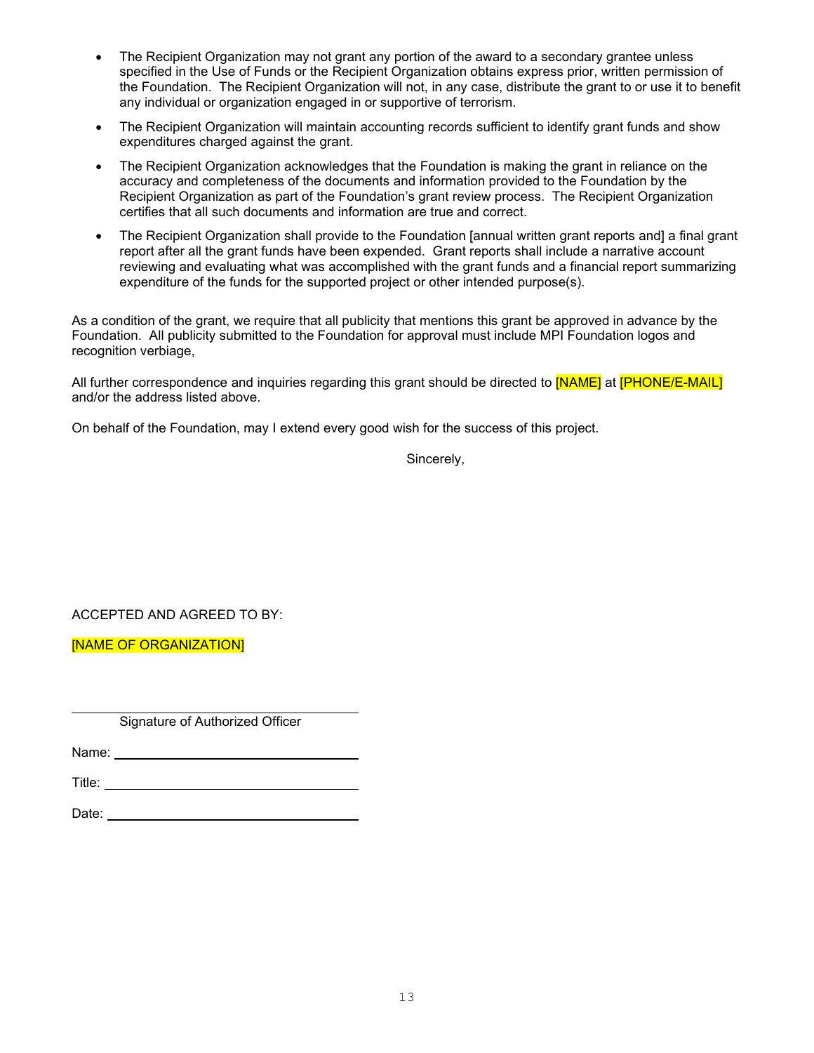- The Recipient Organization may not grant any portion of the award to a secondary grantee unless specified in the Use of Funds or the Recipient Organization obtains express prior, written permission of the Foundation. The Recipient Organization will not, in any case, distribute the grant to or use it to benefit any individual or organization engaged in or supportive of terrorism.
- The Recipient Organization will maintain accounting records sufficient to identify grant funds and show expenditures charged against the grant.
- The Recipient Organization acknowledges that the Foundation is making the grant in reliance on the accuracy and completeness of the documents and information provided to the Foundation by the Recipient Organization as part of the Foundation's grant review process. The Recipient Organization certifies that all such documents and information are true and correct.
- The Recipient Organization shall provide to the Foundation [annual written grant reports and] a final grant report after all the grant funds have been expended. Grant reports shall include a narrative account reviewing and evaluating what was accomplished with the grant funds and a financial report summarizing expenditure of the funds for the supported project or other intended purpose(s).

As a condition of the grant, we require that all publicity that mentions this grant be approved in advance by the Foundation. All publicity submitted to the Foundation for approval must include MPI Foundation logos and recognition verbiage,

All further correspondence and inquiries regarding this grant should be directed to [NAME] at [PHONE/E-MAIL] and/or the address listed above.

On behalf of the Foundation, may I extend every good wish for the success of this project.

Sincerely,

ACCEPTED AND AGREED TO BY:

[NAME OF ORGANIZATION]

\_\_\_\_\_\_\_\_\_\_\_\_\_\_\_\_\_\_\_\_\_\_\_\_\_\_\_\_\_\_\_\_\_\_\_\_

Signature of Authorized Officer

Name: \_\_\_\_\_\_\_\_\_\_\_\_\_\_\_\_\_\_\_\_\_\_\_\_\_\_\_\_\_\_

Title: \_\_\_\_\_\_\_\_\_\_\_\_\_\_\_\_\_\_\_\_\_\_\_\_\_\_\_\_\_\_\_

Date: \_\_\_\_\_\_\_\_\_\_\_\_\_\_\_\_\_\_\_\_\_\_\_\_\_\_\_\_\_\_\_